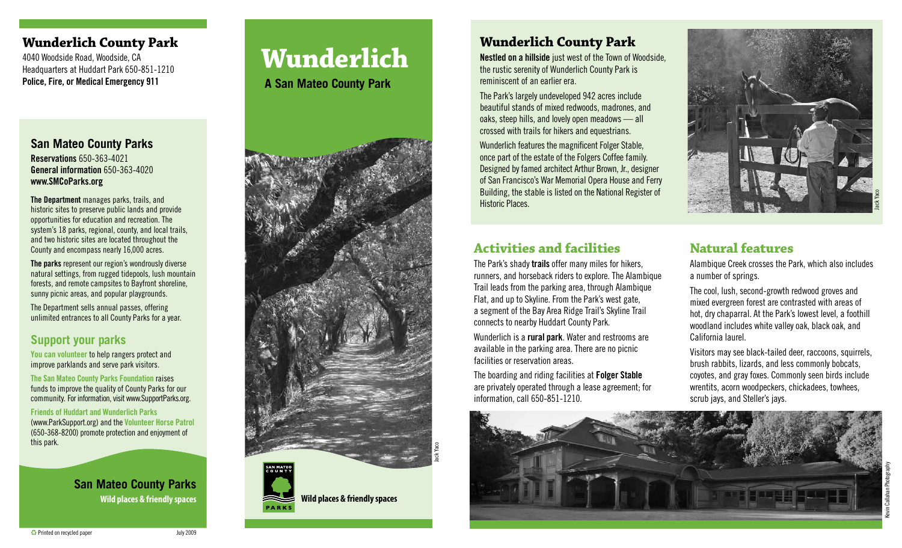# Wunderlich County Park

4040 Woodside Road, Woodside, CA
Headquarters at Huddart Park 650-851-1210
**Police, Fire, or Medical Emergency 911**

## San Mateo County Parks

**Reservations** 650-363-4021
**General information** 650-363-4020
**www.SMCoParks.org**

**The Department** manages parks, trails, and historic sites to preserve public lands and provide opportunities for education and recreation. The system's 18 parks, regional, county, and local trails, and two historic sites are located throughout the County and encompass nearly 16,000 acres.

**The parks** represent our region's wondrously diverse natural settings, from rugged tidepools, lush mountain forests, and remote campsites to Bayfront shoreline, sunny picnic areas, and popular playgrounds.

The Department sells annual passes, offering unlimited entrances to all County Parks for a year.

## Support your parks

**You can volunteer** to help rangers protect and improve parklands and serve park visitors.

**The San Mateo County Parks Foundation** raises funds to improve the quality of County Parks for our community. For information, visit www.SupportParks.org.

**Friends of Huddart and Wunderlich Parks** (www.ParkSupport.org) and the **Volunteer Horse Patrol** (650-368-8200) promote protection and enjoyment of this park.

**San Mateo County Parks**
**Wild places & friendly spaces**

Printed on recycled paper July 2009

# Wunderlich

**A San Mateo County Park**

Jack Yaco

SAN MATEO COUNTY PARKS

**Wild places & friendly spaces**

# Wunderlich County Park

**Nestled on a hillside** just west of the Town of Woodside, the rustic serenity of Wunderlich County Park is reminiscent of an earlier era.

The Park's largely undeveloped 942 acres include beautiful stands of mixed redwoods, madrones, and oaks, steep hills, and lovely open meadows — all crossed with trails for hikers and equestrians.

Wunderlich features the magnificent Folger Stable, once part of the estate of the Folgers Coffee family. Designed by famed architect Arthur Brown, Jr., designer of San Francisco's War Memorial Opera House and Ferry Building, the stable is listed on the National Register of Historic Places.

Jack Yaco

## Activities and facilities

The Park's shady **trails** offer many miles for hikers, runners, and horseback riders to explore. The Alambique Trail leads from the parking area, through Alambique Flat, and up to Skyline. From the Park's west gate, a segment of the Bay Area Ridge Trail's Skyline Trail connects to nearby Huddart County Park.

Wunderlich is a **rural park**. Water and restrooms are available in the parking area. There are no picnic facilities or reservation areas.

The boarding and riding facilities at **Folger Stable** are privately operated through a lease agreement; for information, call 650-851-1210.

## Natural features

Alambique Creek crosses the Park, which also includes a number of springs.

The cool, lush, second-growth redwood groves and mixed evergreen forest are contrasted with areas of hot, dry chaparral. At the Park's lowest level, a foothill woodland includes white valley oak, black oak, and California laurel.

Visitors may see black-tailed deer, raccoons, squirrels, brush rabbits, lizards, and less commonly bobcats, coyotes, and gray foxes. Commonly seen birds include wrentits, acorn woodpeckers, chickadees, towhees, scrub jays, and Steller's jays.

Kevin Callahan Photography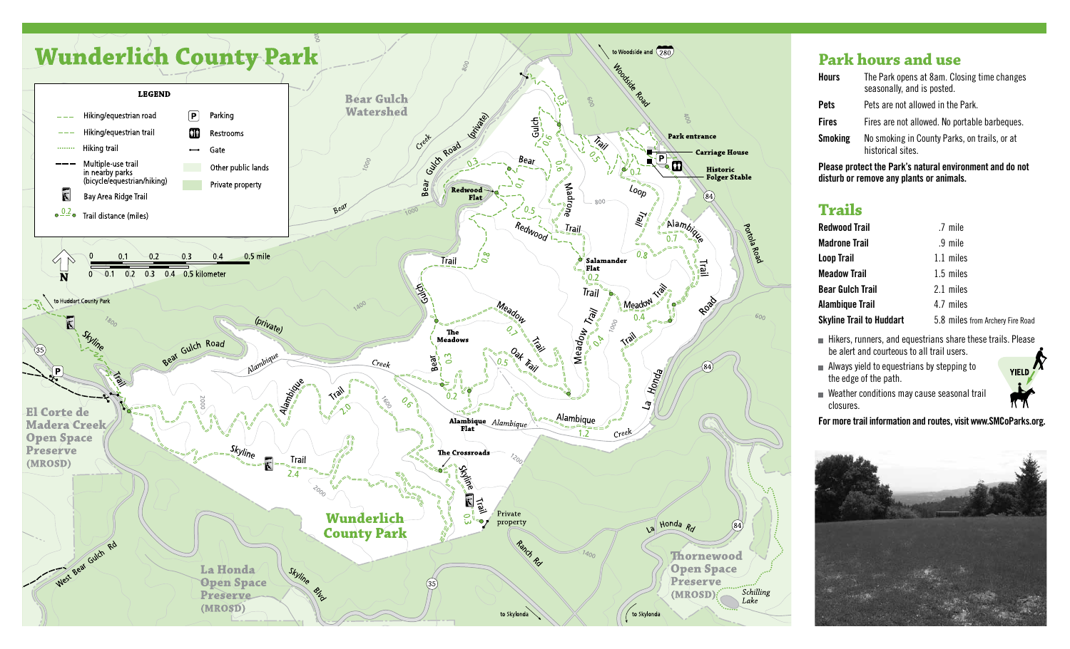# Wunderlich County Park

**LEGEND**

- Hiking/equestrian road
- Hiking/equestrian trail
- Hiking trail
- Multiple-use trail in nearby parks (bicycle/equestrian/hiking)
- Bay Area Ridge Trail
- 0.2 Trail distance (miles)
- Parking
- Restrooms
- Gate
- Other public lands
- Private property

0 0.1 0.2 0.3 0.4 0.5 mile

0 0.1 0.2 0.3 0.4 0.5 kilometer

N

Bear Gulch Watershed

El Corte de Madera Creek Open Space Preserve (MROSD)

La Honda Open Space Preserve (MROSD)

Thornewood Open Space Preserve (MROSD)

Schilling Lake

Wunderlich County Park

Redwood Flat

Salamander Flat

The Meadows

Alambique Flat

The Crossroads

Park entrance

Carriage House

Historic Folger Stable

to Woodside and 280

to Huddart County Park

to Skylonda

to Skylonda

Private property

## Park hours and use

**Hours** The Park opens at 8am. Closing time changes seasonally, and is posted.

**Pets** Pets are not allowed in the Park.

**Fires** Fires are not allowed. No portable barbeques.

**Smoking** No smoking in County Parks, on trails, or at historical sites.

**Please protect the Park's natural environment and do not disturb or remove any plants or animals.**

## Trails

| | |
|---|---|
| **Redwood Trail** | .7 mile |
| **Madrone Trail** | .9 mile |
| **Loop Trail** | 1.1 miles |
| **Meadow Trail** | 1.5 miles |
| **Bear Gulch Trail** | 2.1 miles |
| **Alambique Trail** | 4.7 miles |
| **Skyline Trail to Huddart** | 5.8 miles from Archery Fire Road |

- Hikers, runners, and equestrians share these trails. Please be alert and courteous to all trail users.
- Always yield to equestrians by stepping to the edge of the path.
- Weather conditions may cause seasonal trail closures.

YIELD

**For more trail information and routes, visit www.SMCoParks.org.**